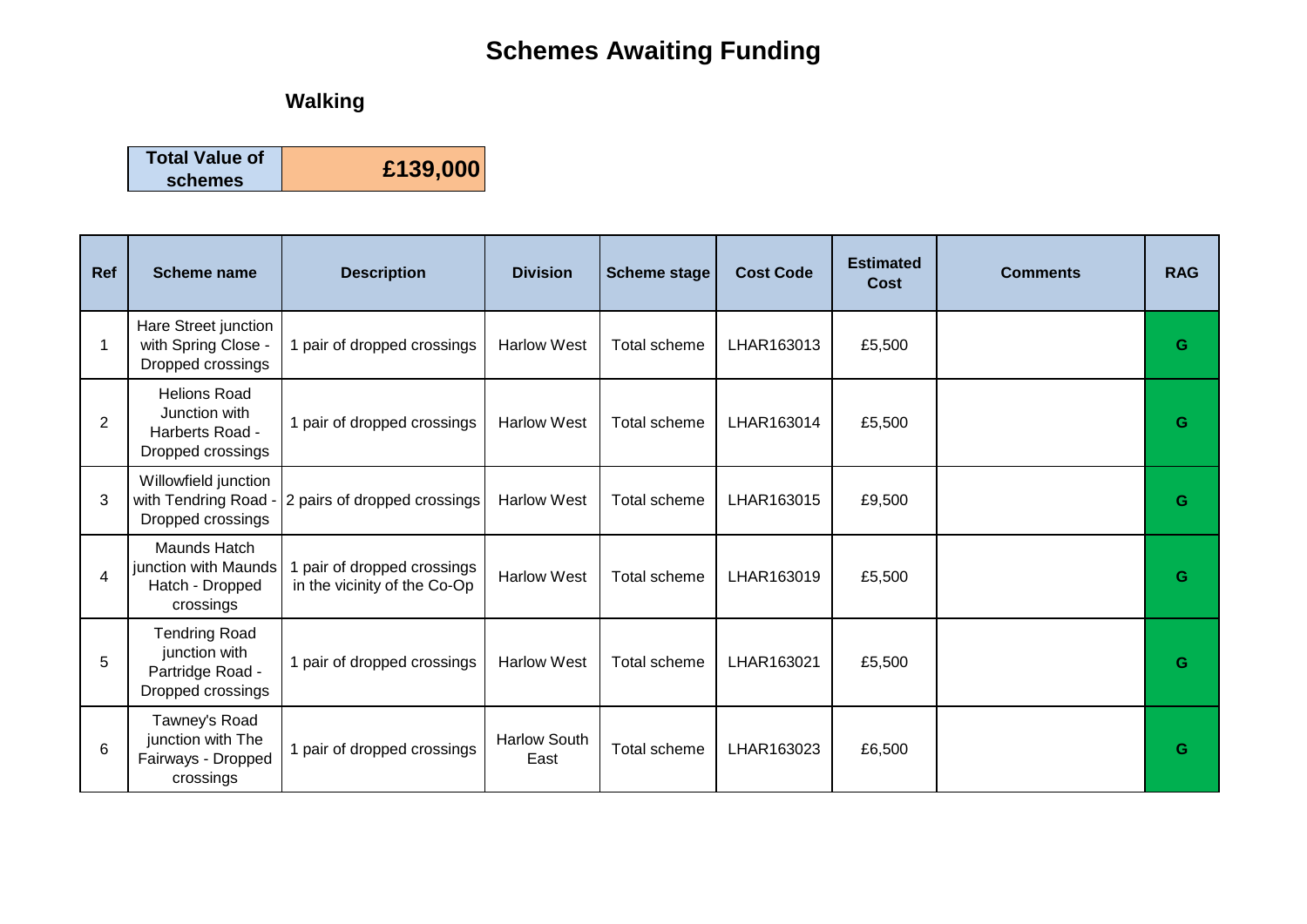# Schemes Awaiting Funding

## Walking

| Total Value of schemes | £139,000 |
|---|---|

| Ref | Scheme name | Description | Division | Scheme stage | Cost Code | Estimated Cost | Comments | RAG |
|---|---|---|---|---|---|---|---|---|
| 1 | Hare Street junction with Spring Close - Dropped crossings | 1 pair of dropped crossings | Harlow West | Total scheme | LHAR163013 | £5,500 | | G |
| 2 | Helions Road Junction with Harberts Road - Dropped crossings | 1 pair of dropped crossings | Harlow West | Total scheme | LHAR163014 | £5,500 | | G |
| 3 | Willowfield junction with Tendring Road - Dropped crossings | 2 pairs of dropped crossings | Harlow West | Total scheme | LHAR163015 | £9,500 | | G |
| 4 | Maunds Hatch junction with Maunds Hatch - Dropped crossings | 1 pair of dropped crossings in the vicinity of the Co-Op | Harlow West | Total scheme | LHAR163019 | £5,500 | | G |
| 5 | Tendring Road junction with Partridge Road - Dropped crossings | 1 pair of dropped crossings | Harlow West | Total scheme | LHAR163021 | £5,500 | | G |
| 6 | Tawney's Road junction with The Fairways - Dropped crossings | 1 pair of dropped crossings | Harlow South East | Total scheme | LHAR163023 | £6,500 | | G |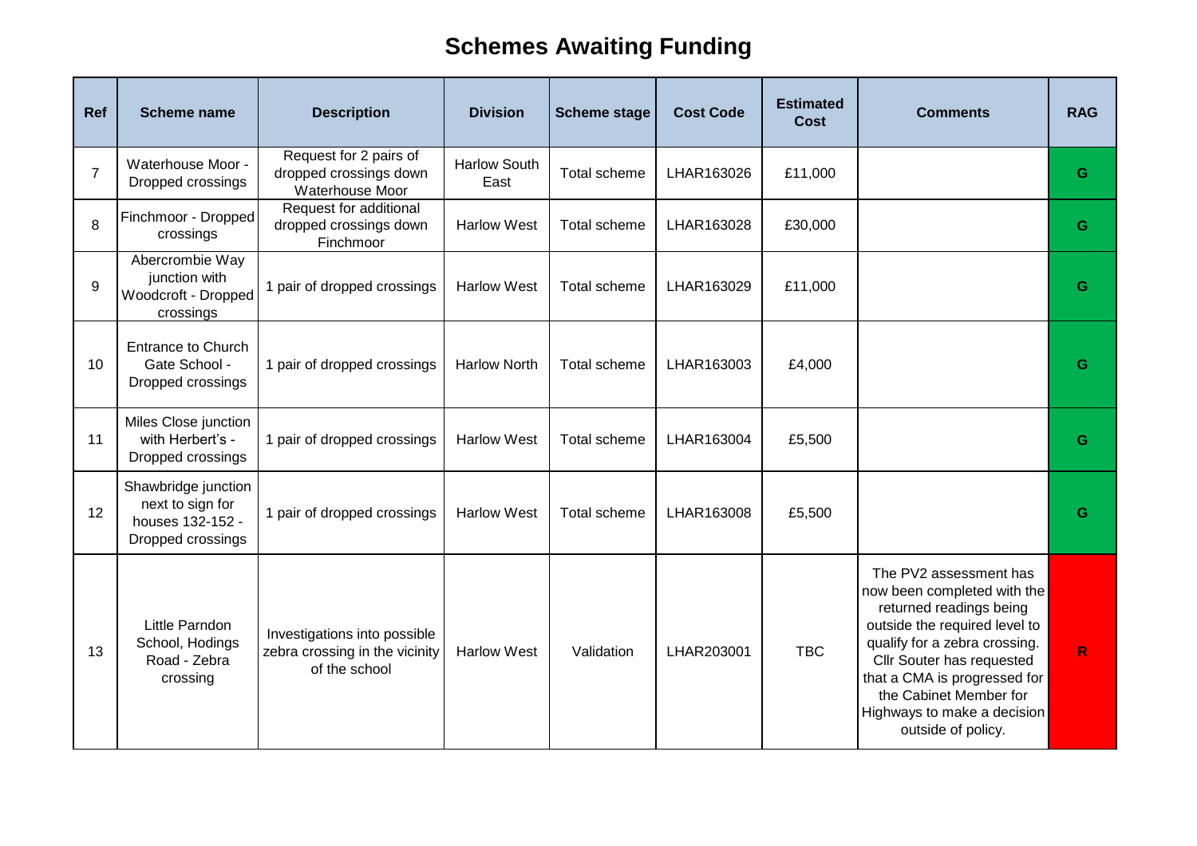# Schemes Awaiting Funding

| Ref | Scheme name | Description | Division | Scheme stage | Cost Code | Estimated Cost | Comments | RAG |
|---|---|---|---|---|---|---|---|---|
| 7 | Waterhouse Moor - Dropped crossings | Request for 2 pairs of dropped crossings down Waterhouse Moor | Harlow South East | Total scheme | LHAR163026 | £11,000 | | G |
| 8 | Finchmoor - Dropped crossings | Request for additional dropped crossings down Finchmoor | Harlow West | Total scheme | LHAR163028 | £30,000 | | G |
| 9 | Abercrombie Way junction with Woodcroft - Dropped crossings | 1 pair of dropped crossings | Harlow West | Total scheme | LHAR163029 | £11,000 | | G |
| 10 | Entrance to Church Gate School - Dropped crossings | 1 pair of dropped crossings | Harlow North | Total scheme | LHAR163003 | £4,000 | | G |
| 11 | Miles Close junction with Herbert's - Dropped crossings | 1 pair of dropped crossings | Harlow West | Total scheme | LHAR163004 | £5,500 | | G |
| 12 | Shawbridge junction next to sign for houses 132-152 - Dropped crossings | 1 pair of dropped crossings | Harlow West | Total scheme | LHAR163008 | £5,500 | | G |
| 13 | Little Parndon School, Hodings Road - Zebra crossing | Investigations into possible zebra crossing in the vicinity of the school | Harlow West | Validation | LHAR203001 | TBC | The PV2 assessment has now been completed with the returned readings being outside the required level to qualify for a zebra crossing. Cllr Souter has requested that a CMA is progressed for the Cabinet Member for Highways to make a decision outside of policy. | R |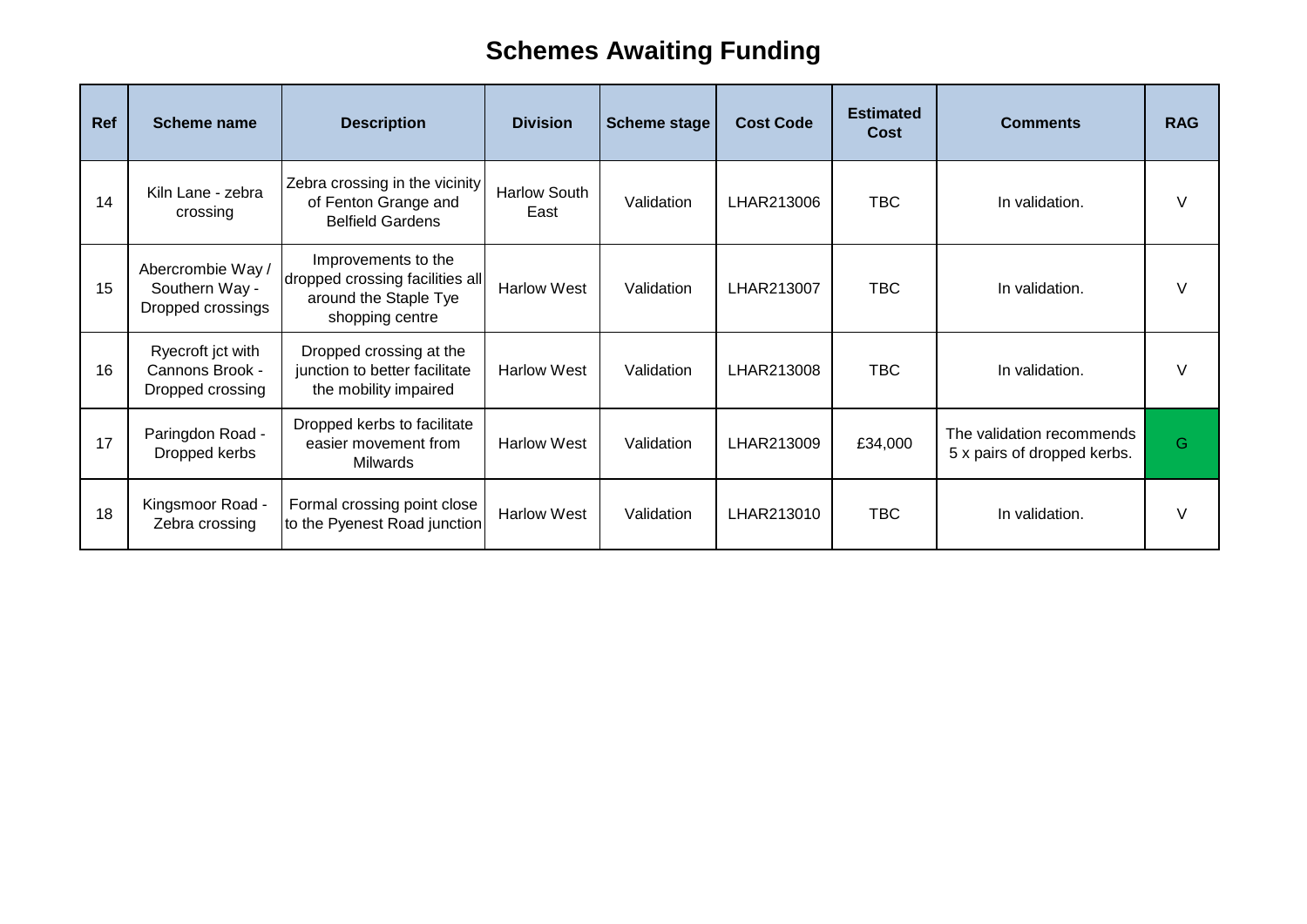# Schemes Awaiting Funding

| Ref | Scheme name | Description | Division | Scheme stage | Cost Code | Estimated Cost | Comments | RAG |
|---|---|---|---|---|---|---|---|---|
| 14 | Kiln Lane - zebra crossing | Zebra crossing in the vicinity of Fenton Grange and Belfield Gardens | Harlow South East | Validation | LHAR213006 | TBC | In validation. | V |
| 15 | Abercrombie Way / Southern Way - Dropped crossings | Improvements to the dropped crossing facilities all around the Staple Tye shopping centre | Harlow West | Validation | LHAR213007 | TBC | In validation. | V |
| 16 | Ryecroft jct with Cannons Brook - Dropped crossing | Dropped crossing at the junction to better facilitate the mobility impaired | Harlow West | Validation | LHAR213008 | TBC | In validation. | V |
| 17 | Paringdon Road - Dropped kerbs | Dropped kerbs to facilitate easier movement from Milwards | Harlow West | Validation | LHAR213009 | £34,000 | The validation recommends 5 x pairs of dropped kerbs. | G |
| 18 | Kingsmoor Road - Zebra crossing | Formal crossing point close to the Pyenest Road junction | Harlow West | Validation | LHAR213010 | TBC | In validation. | V |